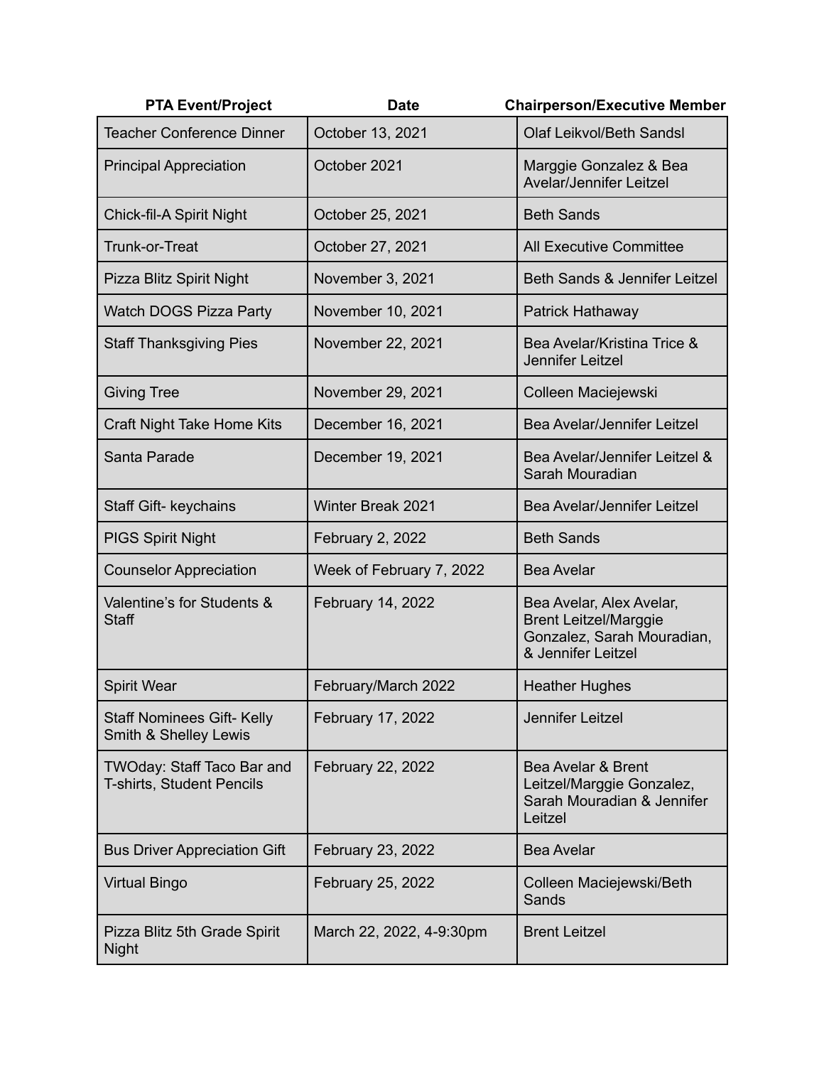| PTA Event/Project | Date | Chairperson/Executive Member |
|---|---|---|
| Teacher Conference Dinner | October 13, 2021 | Olaf Leikvol/Beth Sandsl |
| Principal Appreciation | October 2021 | Marggie Gonzalez & Bea Avelar/Jennifer Leitzel |
| Chick-fil-A Spirit Night | October 25, 2021 | Beth Sands |
| Trunk-or-Treat | October 27, 2021 | All Executive Committee |
| Pizza Blitz Spirit Night | November 3, 2021 | Beth Sands & Jennifer Leitzel |
| Watch DOGS Pizza Party | November 10, 2021 | Patrick Hathaway |
| Staff Thanksgiving Pies | November 22, 2021 | Bea Avelar/Kristina Trice & Jennifer Leitzel |
| Giving Tree | November 29, 2021 | Colleen Maciejewski |
| Craft Night Take Home Kits | December 16, 2021 | Bea Avelar/Jennifer Leitzel |
| Santa Parade | December 19, 2021 | Bea Avelar/Jennifer Leitzel & Sarah Mouradian |
| Staff Gift- keychains | Winter Break 2021 | Bea Avelar/Jennifer Leitzel |
| PIGS Spirit Night | February 2, 2022 | Beth Sands |
| Counselor Appreciation | Week of February 7, 2022 | Bea Avelar |
| Valentine's for Students & Staff | February 14, 2022 | Bea Avelar, Alex Avelar, Brent Leitzel/Marggie Gonzalez, Sarah Mouradian, & Jennifer Leitzel |
| Spirit Wear | February/March 2022 | Heather Hughes |
| Staff Nominees Gift- Kelly Smith & Shelley Lewis | February 17, 2022 | Jennifer Leitzel |
| TWOday: Staff Taco Bar and T-shirts, Student Pencils | February 22, 2022 | Bea Avelar & Brent Leitzel/Marggie Gonzalez, Sarah Mouradian & Jennifer Leitzel |
| Bus Driver Appreciation Gift | February 23, 2022 | Bea Avelar |
| Virtual Bingo | February 25, 2022 | Colleen Maciejewski/Beth Sands |
| Pizza Blitz 5th Grade Spirit Night | March 22, 2022, 4-9:30pm | Brent Leitzel |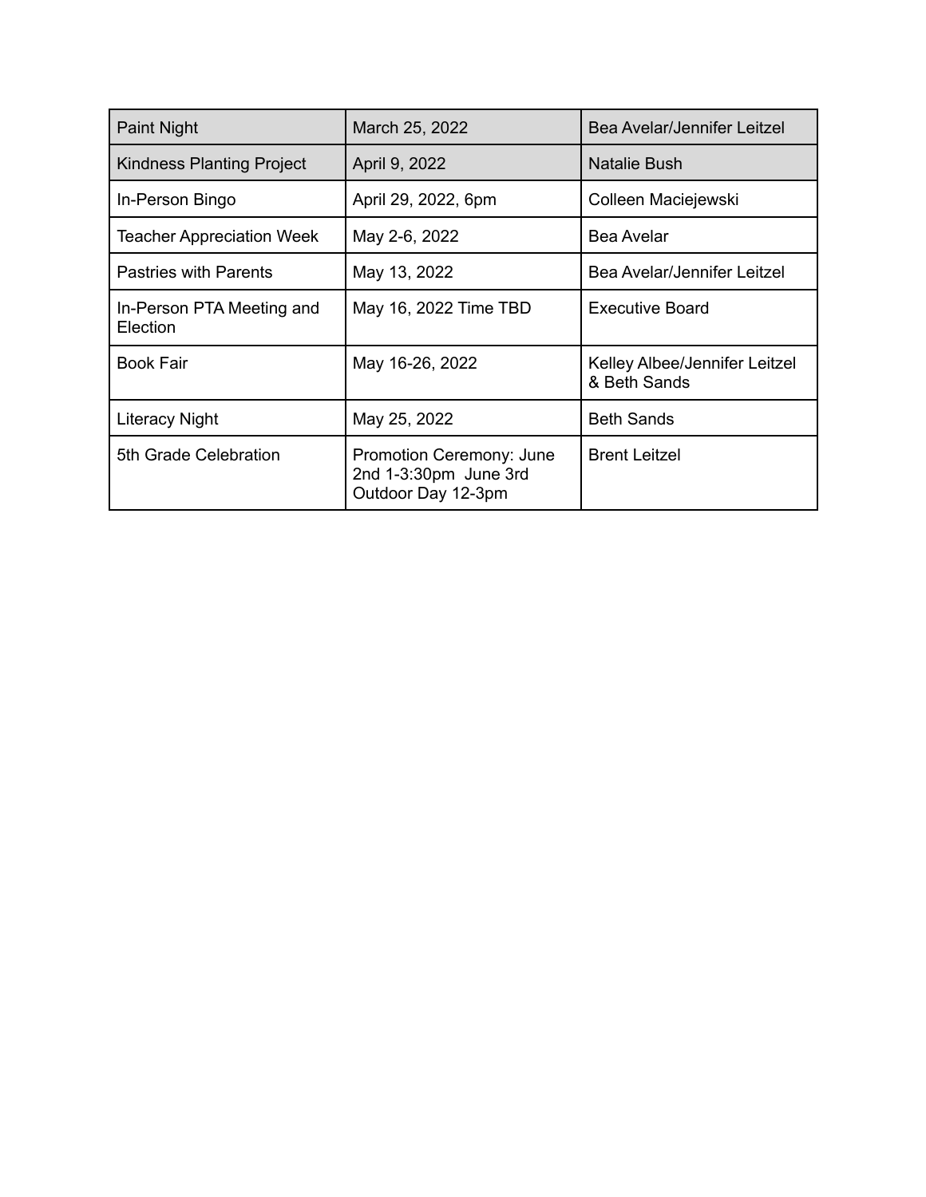| | | |
|---|---|---|
| Paint Night | March 25, 2022 | Bea Avelar/Jennifer Leitzel |
| Kindness Planting Project | April 9, 2022 | Natalie Bush |
| In-Person Bingo | April 29, 2022, 6pm | Colleen Maciejewski |
| Teacher Appreciation Week | May 2-6, 2022 | Bea Avelar |
| Pastries with Parents | May 13, 2022 | Bea Avelar/Jennifer Leitzel |
| In-Person PTA Meeting and Election | May 16, 2022 Time TBD | Executive Board |
| Book Fair | May 16-26, 2022 | Kelley Albee/Jennifer Leitzel & Beth Sands |
| Literacy Night | May 25, 2022 | Beth Sands |
| 5th Grade Celebration | Promotion Ceremony: June 2nd 1-3:30pm June 3rd Outdoor Day 12-3pm | Brent Leitzel |